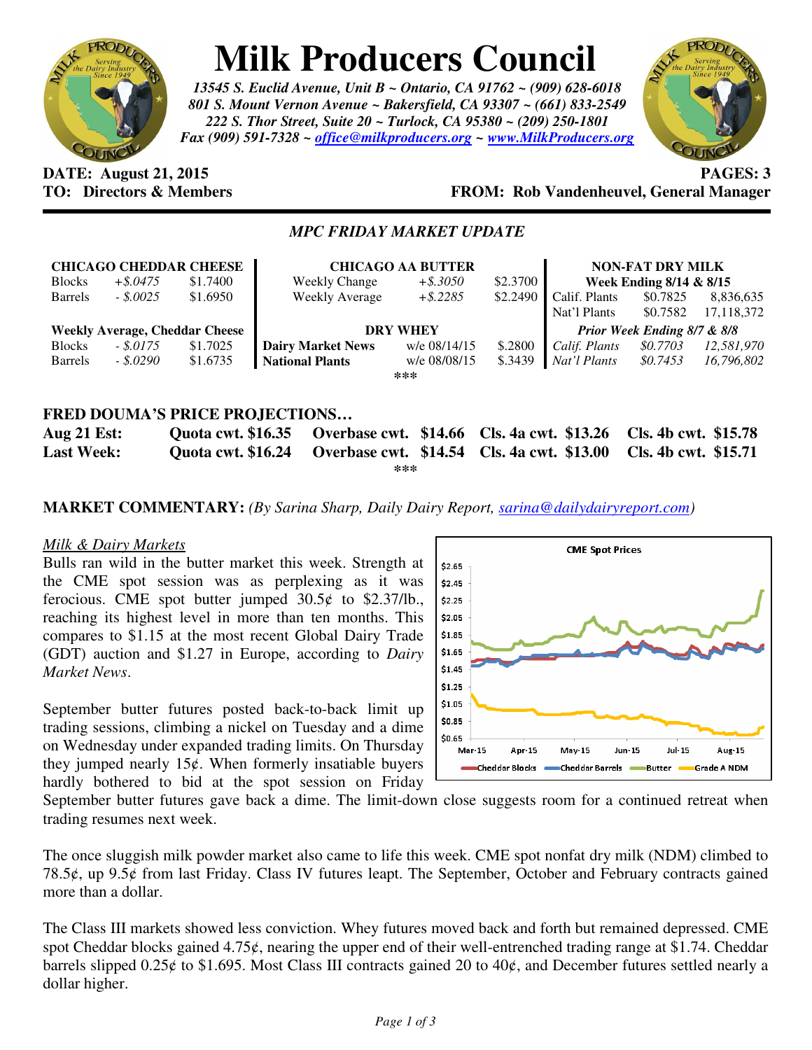# Milk Producers Council

*13545 S. Euclid Avenue, Unit B ~ Ontario, CA 91762 ~ (909) 628-6018*
*801 S. Mount Vernon Avenue ~ Bakersfield, CA 93307 ~ (661) 833-2549*
*222 S. Thor Street, Suite 20 ~ Turlock, CA 95380 ~ (209) 250-1801*
*Fax (909) 591-7328 ~ office@milkproducers.org ~ www.MilkProducers.org*

**DATE: August 21, 2015** **PAGES: 3**
**TO: Directors & Members** **FROM: Rob Vandenheuvel, General Manager**

## *MPC FRIDAY MARKET UPDATE*

| CHICAGO CHEDDAR CHEESE | | |
|---|---|---|
| Blocks | *+$.0475* | $1.7400 |
| Barrels | *- $.0025* | $1.6950 |
| **Weekly Average, Cheddar Cheese** | | |
| Blocks | *- $.0175* | $1.7025 |
| Barrels | *- $.0290* | $1.6735 |

| CHICAGO AA BUTTER | | |
|---|---|---|
| Weekly Change | *+$.3050* | $2.3700 |
| Weekly Average | *+$.2285* | $2.2490 |
| **DRY WHEY** | | |
| **Dairy Market News** | w/e 08/14/15 | $.2800 |
| **National Plants** | w/e 08/08/15 | $.3439 |

| NON-FAT DRY MILK | | |
|---|---|---|
| **Week Ending 8/14 & 8/15** | | |
| Calif. Plants | $0.7825 | 8,836,635 |
| Nat'l Plants | $0.7582 | 17,118,372 |
| ***Prior Week Ending 8/7 & 8/8*** | | |
| *Calif. Plants* | *$0.7703* | *12,581,970* |
| *Nat'l Plants* | *$0.7453* | *16,796,802* |

***

### FRED DOUMA'S PRICE PROJECTIONS…

| | | | | |
|---|---|---|---|---|
| **Aug 21 Est:** | **Quota cwt. $16.35** | **Overbase cwt. $14.66** | **Cls. 4a cwt. $13.26** | **Cls. 4b cwt. $15.78** |
| **Last Week:** | **Quota cwt. $16.24** | **Overbase cwt. $14.54** | **Cls. 4a cwt. $13.00** | **Cls. 4b cwt. $15.71** |

***

**MARKET COMMENTARY:** *(By Sarina Sharp, Daily Dairy Report, sarina@dailydairyreport.com)*

<u>*Milk & Dairy Markets*</u>

Bulls ran wild in the butter market this week. Strength at the CME spot session was as perplexing as it was ferocious. CME spot butter jumped 30.5¢ to $2.37/lb., reaching its highest level in more than ten months. This compares to $1.15 at the most recent Global Dairy Trade (GDT) auction and $1.27 in Europe, according to *Dairy Market News*.

September butter futures posted back-to-back limit up trading sessions, climbing a nickel on Tuesday and a dime on Wednesday under expanded trading limits. On Thursday they jumped nearly 15¢. When formerly insatiable buyers hardly bothered to bid at the spot session on Friday September butter futures gave back a dime. The limit-down close suggests room for a continued retreat when trading resumes next week.

The once sluggish milk powder market also came to life this week. CME spot nonfat dry milk (NDM) climbed to 78.5¢, up 9.5¢ from last Friday. Class IV futures leapt. The September, October and February contracts gained more than a dollar.

The Class III markets showed less conviction. Whey futures moved back and forth but remained depressed. CME spot Cheddar blocks gained 4.75¢, nearing the upper end of their well-entrenched trading range at $1.74. Cheddar barrels slipped 0.25¢ to $1.695. Most Class III contracts gained 20 to 40¢, and December futures settled nearly a dollar higher.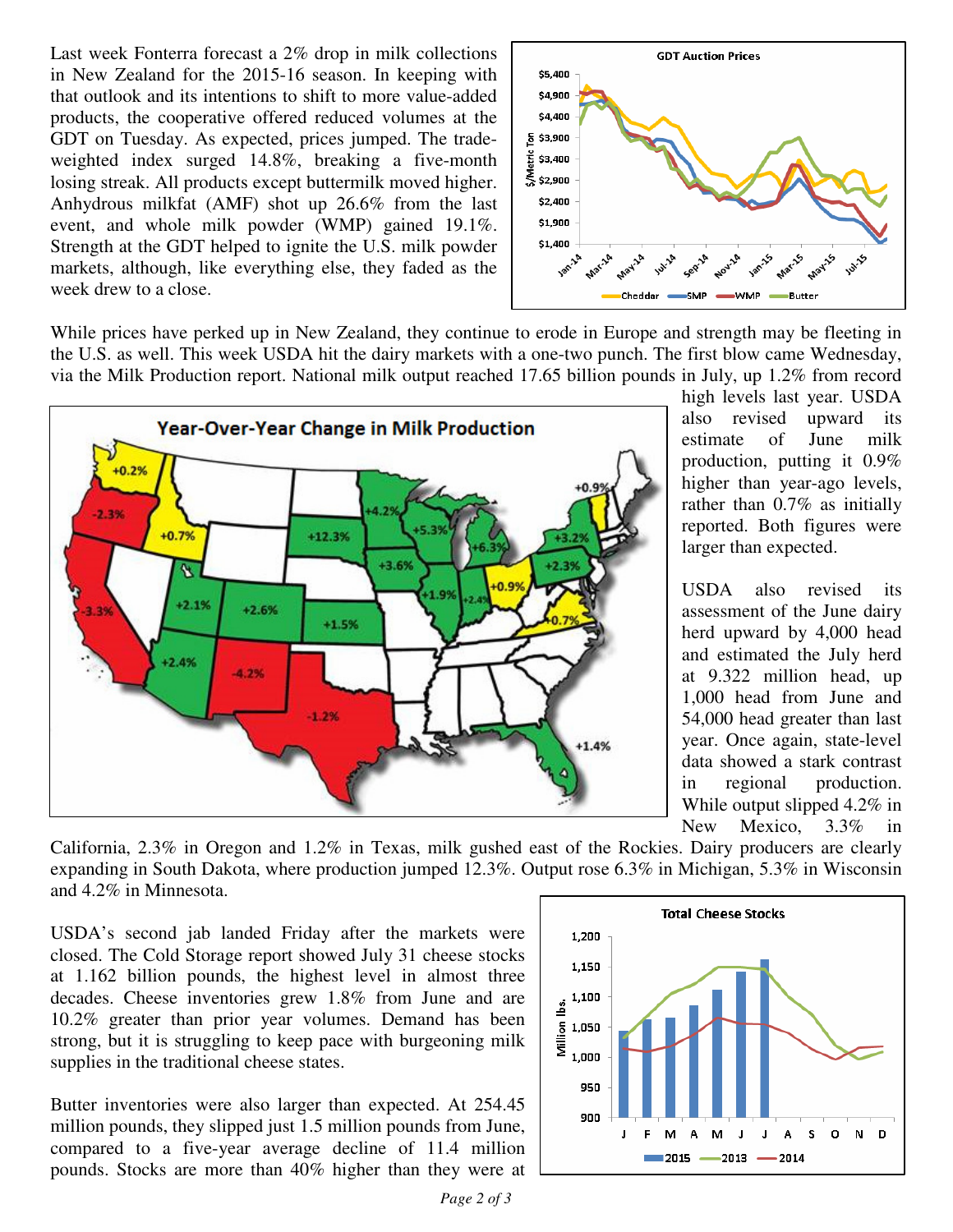Last week Fonterra forecast a 2% drop in milk collections in New Zealand for the 2015-16 season. In keeping with that outlook and its intentions to shift to more value-added products, the cooperative offered reduced volumes at the GDT on Tuesday. As expected, prices jumped. The trade-weighted index surged 14.8%, breaking a five-month losing streak. All products except buttermilk moved higher. Anhydrous milkfat (AMF) shot up 26.6% from the last event, and whole milk powder (WMP) gained 19.1%. Strength at the GDT helped to ignite the U.S. milk powder markets, although, like everything else, they faded as the week drew to a close.

While prices have perked up in New Zealand, they continue to erode in Europe and strength may be fleeting in the U.S. as well. This week USDA hit the dairy markets with a one-two punch. The first blow came Wednesday, via the Milk Production report. National milk output reached 17.65 billion pounds in July, up 1.2% from record high levels last year. USDA also revised upward its estimate of June milk production, putting it 0.9% higher than year-ago levels, rather than 0.7% as initially reported. Both figures were larger than expected.

USDA also revised its assessment of the June dairy herd upward by 4,000 head and estimated the July herd at 9.322 million head, up 1,000 head from June and 54,000 head greater than last year. Once again, state-level data showed a stark contrast in regional production. While output slipped 4.2% in New Mexico, 3.3% in California, 2.3% in Oregon and 1.2% in Texas, milk gushed east of the Rockies. Dairy producers are clearly expanding in South Dakota, where production jumped 12.3%. Output rose 6.3% in Michigan, 5.3% in Wisconsin and 4.2% in Minnesota.

USDA's second jab landed Friday after the markets were closed. The Cold Storage report showed July 31 cheese stocks at 1.162 billion pounds, the highest level in almost three decades. Cheese inventories grew 1.8% from June and are 10.2% greater than prior year volumes. Demand has been strong, but it is struggling to keep pace with burgeoning milk supplies in the traditional cheese states.

Butter inventories were also larger than expected. At 254.45 million pounds, they slipped just 1.5 million pounds from June, compared to a five-year average decline of 11.4 million pounds. Stocks are more than 40% higher than they were at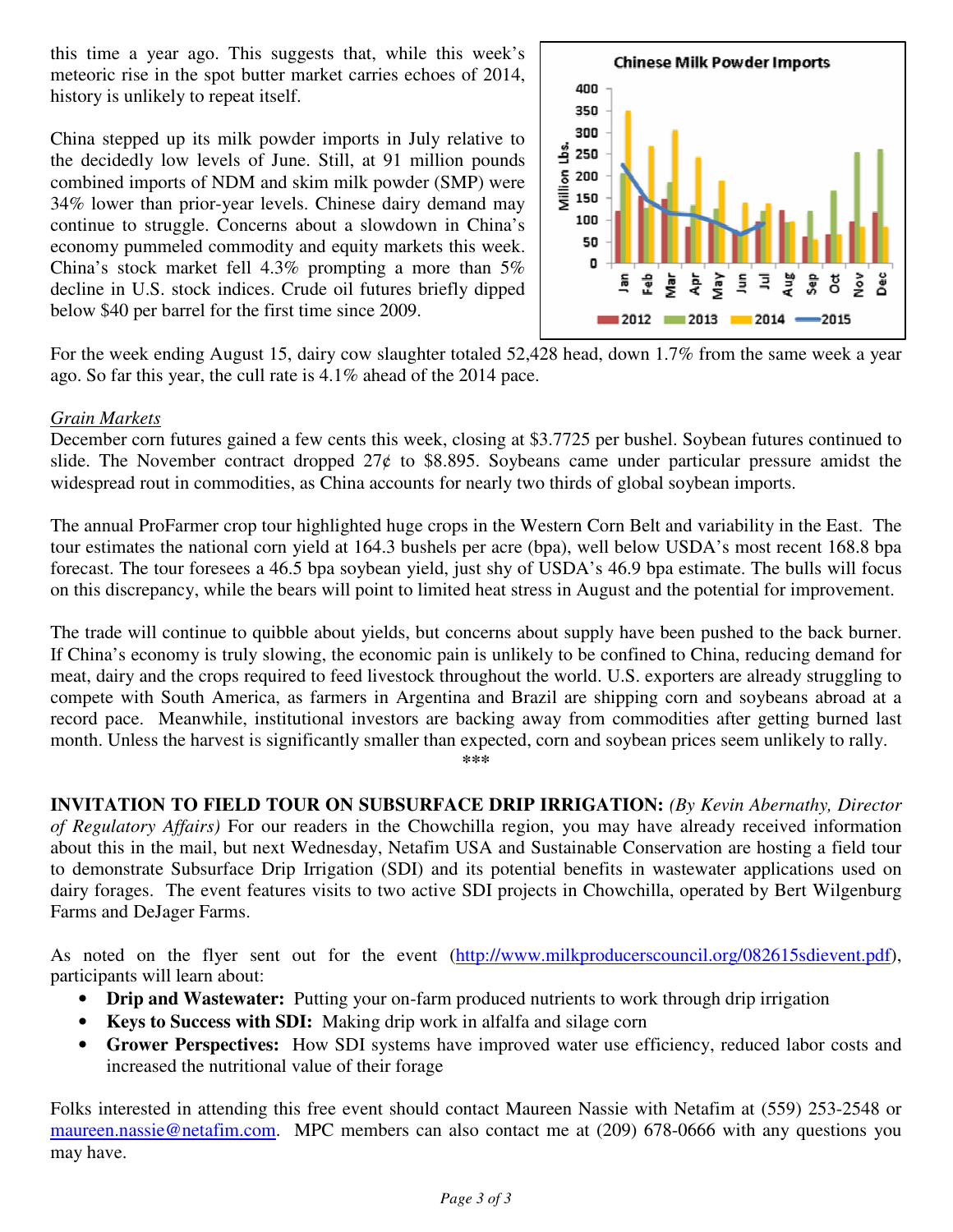this time a year ago. This suggests that, while this week's meteoric rise in the spot butter market carries echoes of 2014, history is unlikely to repeat itself.

China stepped up its milk powder imports in July relative to the decidedly low levels of June. Still, at 91 million pounds combined imports of NDM and skim milk powder (SMP) were 34% lower than prior-year levels. Chinese dairy demand may continue to struggle. Concerns about a slowdown in China's economy pummeled commodity and equity markets this week. China's stock market fell 4.3% prompting a more than 5% decline in U.S. stock indices. Crude oil futures briefly dipped below $40 per barrel for the first time since 2009.

Chinese Milk Powder Imports

Million Lbs.

0
50
100
150
200
250
300
350
400

Jan Feb Mar Apr May Jun Jul Aug Sep Oct Nov Dec

2012 2013 2014 2015

For the week ending August 15, dairy cow slaughter totaled 52,428 head, down 1.7% from the same week a year ago. So far this year, the cull rate is 4.1% ahead of the 2014 pace.

*Grain Markets*

December corn futures gained a few cents this week, closing at $3.7725 per bushel. Soybean futures continued to slide. The November contract dropped 27¢ to $8.895. Soybeans came under particular pressure amidst the widespread rout in commodities, as China accounts for nearly two thirds of global soybean imports.

The annual ProFarmer crop tour highlighted huge crops in the Western Corn Belt and variability in the East. The tour estimates the national corn yield at 164.3 bushels per acre (bpa), well below USDA's most recent 168.8 bpa forecast. The tour foresees a 46.5 bpa soybean yield, just shy of USDA's 46.9 bpa estimate. The bulls will focus on this discrepancy, while the bears will point to limited heat stress in August and the potential for improvement.

The trade will continue to quibble about yields, but concerns about supply have been pushed to the back burner. If China's economy is truly slowing, the economic pain is unlikely to be confined to China, reducing demand for meat, dairy and the crops required to feed livestock throughout the world. U.S. exporters are already struggling to compete with South America, as farmers in Argentina and Brazil are shipping corn and soybeans abroad at a record pace. Meanwhile, institutional investors are backing away from commodities after getting burned last month. Unless the harvest is significantly smaller than expected, corn and soybean prices seem unlikely to rally.

***

**INVITATION TO FIELD TOUR ON SUBSURFACE DRIP IRRIGATION:** *(By Kevin Abernathy, Director of Regulatory Affairs)* For our readers in the Chowchilla region, you may have already received information about this in the mail, but next Wednesday, Netafim USA and Sustainable Conservation are hosting a field tour to demonstrate Subsurface Drip Irrigation (SDI) and its potential benefits in wastewater applications used on dairy forages. The event features visits to two active SDI projects in Chowchilla, operated by Bert Wilgenburg Farms and DeJager Farms.

As noted on the flyer sent out for the event (http://www.milkproducerscouncil.org/082615sdievent.pdf), participants will learn about:

- **Drip and Wastewater:** Putting your on-farm produced nutrients to work through drip irrigation
- **Keys to Success with SDI:** Making drip work in alfalfa and silage corn
- **Grower Perspectives:** How SDI systems have improved water use efficiency, reduced labor costs and increased the nutritional value of their forage

Folks interested in attending this free event should contact Maureen Nassie with Netafim at (559) 253-2548 or maureen.nassie@netafim.com. MPC members can also contact me at (209) 678-0666 with any questions you may have.